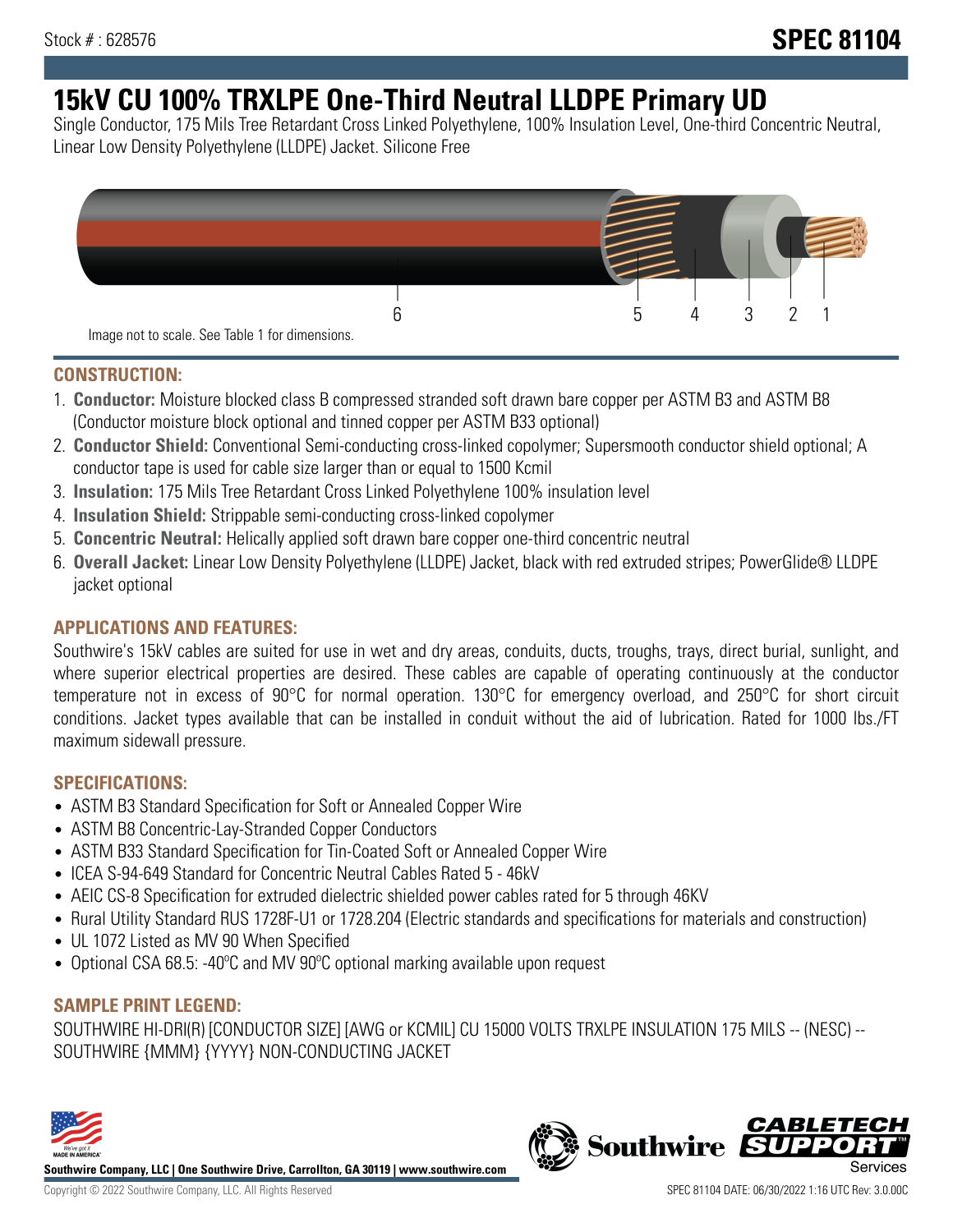Stock # : 628576

# SPEC 81104

# 15kV CU 100% TRXLPE One-Third Neutral LLDPE Primary UD

Single Conductor, 175 Mils Tree Retardant Cross Linked Polyethylene, 100% Insulation Level, One-third Concentric Neutral, Linear Low Density Polyethylene (LLDPE) Jacket. Silicone Free

6 5 4 3 2 1

Image not to scale. See Table 1 for dimensions.

## CONSTRUCTION:

1. **Conductor:** Moisture blocked class B compressed stranded soft drawn bare copper per ASTM B3 and ASTM B8 (Conductor moisture block optional and tinned copper per ASTM B33 optional)
2. **Conductor Shield:** Conventional Semi-conducting cross-linked copolymer; Supersmooth conductor shield optional; A conductor tape is used for cable size larger than or equal to 1500 Kcmil
3. **Insulation:** 175 Mils Tree Retardant Cross Linked Polyethylene 100% insulation level
4. **Insulation Shield:** Strippable semi-conducting cross-linked copolymer
5. **Concentric Neutral:** Helically applied soft drawn bare copper one-third concentric neutral
6. **Overall Jacket:** Linear Low Density Polyethylene (LLDPE) Jacket, black with red extruded stripes; PowerGlide® LLDPE jacket optional

## APPLICATIONS AND FEATURES:

Southwire's 15kV cables are suited for use in wet and dry areas, conduits, ducts, troughs, trays, direct burial, sunlight, and where superior electrical properties are desired. These cables are capable of operating continuously at the conductor temperature not in excess of 90°C for normal operation. 130°C for emergency overload, and 250°C for short circuit conditions. Jacket types available that can be installed in conduit without the aid of lubrication. Rated for 1000 lbs./FT maximum sidewall pressure.

## SPECIFICATIONS:

- ASTM B3 Standard Specification for Soft or Annealed Copper Wire
- ASTM B8 Concentric-Lay-Stranded Copper Conductors
- ASTM B33 Standard Specification for Tin-Coated Soft or Annealed Copper Wire
- ICEA S-94-649 Standard for Concentric Neutral Cables Rated 5 - 46kV
- AEIC CS-8 Specification for extruded dielectric shielded power cables rated for 5 through 46KV
- Rural Utility Standard RUS 1728F-U1 or 1728.204 (Electric standards and specifications for materials and construction)
- UL 1072 Listed as MV 90 When Specified
- Optional CSA 68.5: -40ºC and MV 90ºC optional marking available upon request

## SAMPLE PRINT LEGEND:

SOUTHWIRE HI-DRI(R) [CONDUCTOR SIZE] [AWG or KCMIL] CU 15000 VOLTS TRXLPE INSULATION 175 MILS -- (NESC) -- SOUTHWIRE {MMM} {YYYY} NON-CONDUCTING JACKET

**Southwire Company, LLC | One Southwire Drive, Carrollton, GA 30119 | www.southwire.com**

Copyright © 2022 Southwire Company, LLC. All Rights Reserved

SPEC 81104 DATE: 06/30/2022 1:16 UTC Rev: 3.0.00C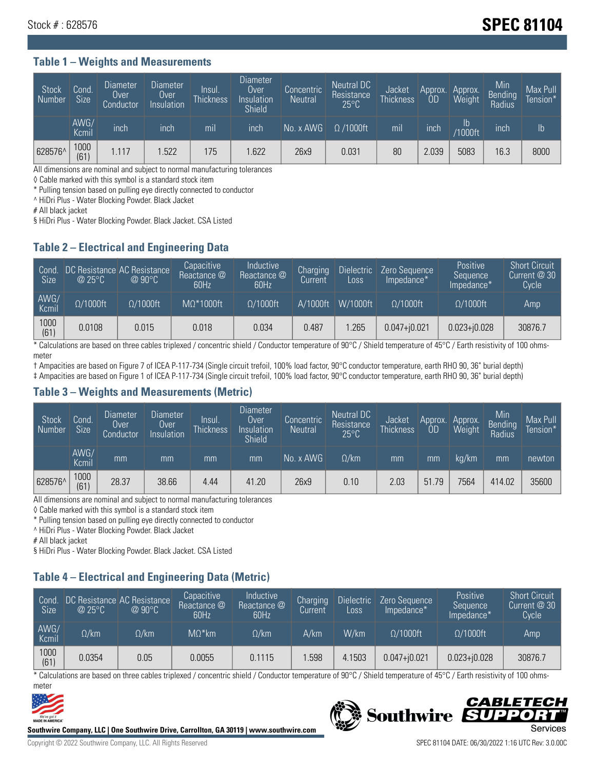Stock # : 628576

# SPEC 81104

## Table 1 – Weights and Measurements

| Stock Number | Cond. Size | Diameter Over Conductor | Diameter Over Insulation | Insul. Thickness | Diameter Over Insulation Shield | Concentric Neutral | Neutral DC Resistance 25°C | Jacket Thickness | Approx. OD | Approx. Weight | Min Bending Radius | Max Pull Tension* |
|---|---|---|---|---|---|---|---|---|---|---|---|---|
| | AWG/ Kcmil | inch | inch | mil | inch | No. x AWG | Ω /1000ft | mil | inch | lb /1000ft | inch | lb |
| 628576^ | 1000 (61) | 1.117 | 1.522 | 175 | 1.622 | 26x9 | 0.031 | 80 | 2.039 | 5083 | 16.3 | 8000 |

All dimensions are nominal and subject to normal manufacturing tolerances
◊ Cable marked with this symbol is a standard stock item
* Pulling tension based on pulling eye directly connected to conductor
^ HiDri Plus - Water Blocking Powder. Black Jacket
# All black jacket
§ HiDri Plus - Water Blocking Powder. Black Jacket. CSA Listed

## Table 2 – Electrical and Engineering Data

| Cond. Size | DC Resistance @ 25°C | AC Resistance @ 90°C | Capacitive Reactance @ 60Hz | Inductive Reactance @ 60Hz | Charging Current | Dielectric Loss | Zero Sequence Impedance* | Positive Sequence Impedance* | Short Circuit Current @ 30 Cycle |
|---|---|---|---|---|---|---|---|---|---|
| AWG/ Kcmil | Ω/1000ft | Ω/1000ft | MΩ*1000ft | Ω/1000ft | A/1000ft | W/1000ft | Ω/1000ft | Ω/1000ft | Amp |
| 1000 (61) | 0.0108 | 0.015 | 0.018 | 0.034 | 0.487 | 1.265 | 0.047+j0.021 | 0.023+j0.028 | 30876.7 |

* Calculations are based on three cables triplexed / concentric shield / Conductor temperature of 90°C / Shield temperature of 45°C / Earth resistivity of 100 ohms-meter
† Ampacities are based on Figure 7 of ICEA P-117-734 (Single circuit trefoil, 100% load factor, 90°C conductor temperature, earth RHO 90, 36" burial depth)
‡ Ampacities are based on Figure 1 of ICEA P-117-734 (Single circuit trefoil, 100% load factor, 90°C conductor temperature, earth RHO 90, 36" burial depth)

## Table 3 – Weights and Measurements (Metric)

| Stock Number | Cond. Size | Diameter Over Conductor | Diameter Over Insulation | Insul. Thickness | Diameter Over Insulation Shield | Concentric Neutral | Neutral DC Resistance 25°C | Jacket Thickness | Approx. OD | Approx. Weight | Min Bending Radius | Max Pull Tension* |
|---|---|---|---|---|---|---|---|---|---|---|---|---|
| | AWG/ Kcmil | mm | mm | mm | mm | No. x AWG | Ω/km | mm | mm | kg/km | mm | newton |
| 628576^ | 1000 (61) | 28.37 | 38.66 | 4.44 | 41.20 | 26x9 | 0.10 | 2.03 | 51.79 | 7564 | 414.02 | 35600 |

All dimensions are nominal and subject to normal manufacturing tolerances
◊ Cable marked with this symbol is a standard stock item
* Pulling tension based on pulling eye directly connected to conductor
^ HiDri Plus - Water Blocking Powder. Black Jacket
# All black jacket
§ HiDri Plus - Water Blocking Powder. Black Jacket. CSA Listed

## Table 4 – Electrical and Engineering Data (Metric)

| Cond. Size | DC Resistance @ 25°C | AC Resistance @ 90°C | Capacitive Reactance @ 60Hz | Inductive Reactance @ 60Hz | Charging Current | Dielectric Loss | Zero Sequence Impedance* | Positive Sequence Impedance* | Short Circuit Current @ 30 Cycle |
|---|---|---|---|---|---|---|---|---|---|
| AWG/ Kcmil | Ω/km | Ω/km | MΩ*km | Ω/km | A/km | W/km | Ω/1000ft | Ω/1000ft | Amp |
| 1000 (61) | 0.0354 | 0.05 | 0.0055 | 0.1115 | 1.598 | 4.1503 | 0.047+j0.021 | 0.023+j0.028 | 30876.7 |

* Calculations are based on three cables triplexed / concentric shield / Conductor temperature of 90°C / Shield temperature of 45°C / Earth resistivity of 100 ohms-meter

Southwire Company, LLC | One Southwire Drive, Carrollton, GA 30119 | www.southwire.com

Copyright © 2022 Southwire Company, LLC. All Rights Reserved

SPEC 81104 DATE: 06/30/2022 1:16 UTC Rev: 3.0.00C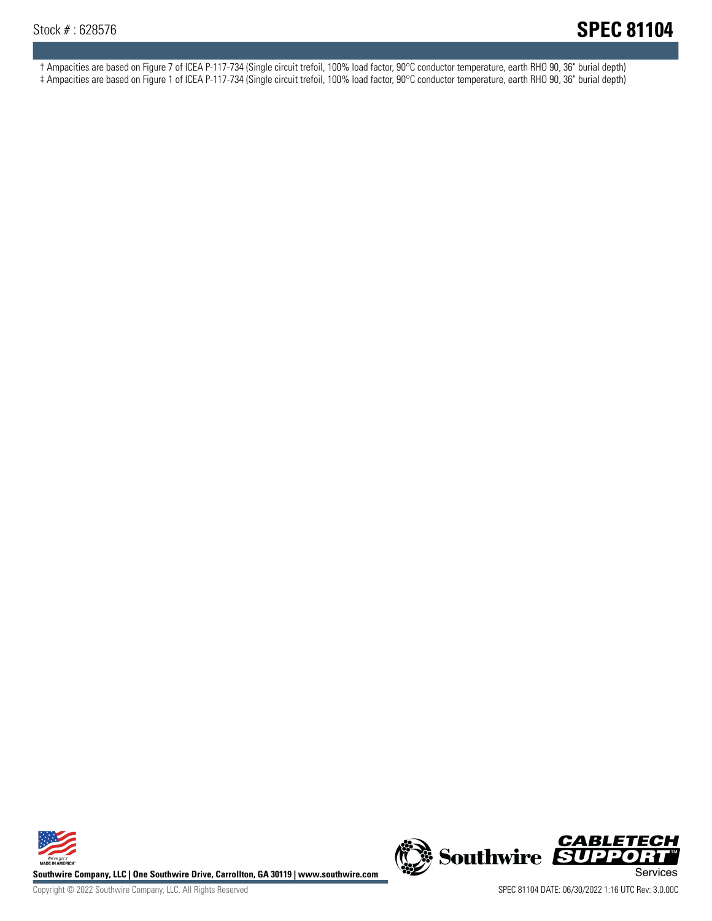† Ampacities are based on Figure 7 of ICEA P-117-734 (Single circuit trefoil, 100% load factor, 90°C conductor temperature, earth RHO 90, 36" burial depth)

‡ Ampacities are based on Figure 1 of ICEA P-117-734 (Single circuit trefoil, 100% load factor, 90°C conductor temperature, earth RHO 90, 36" burial depth)